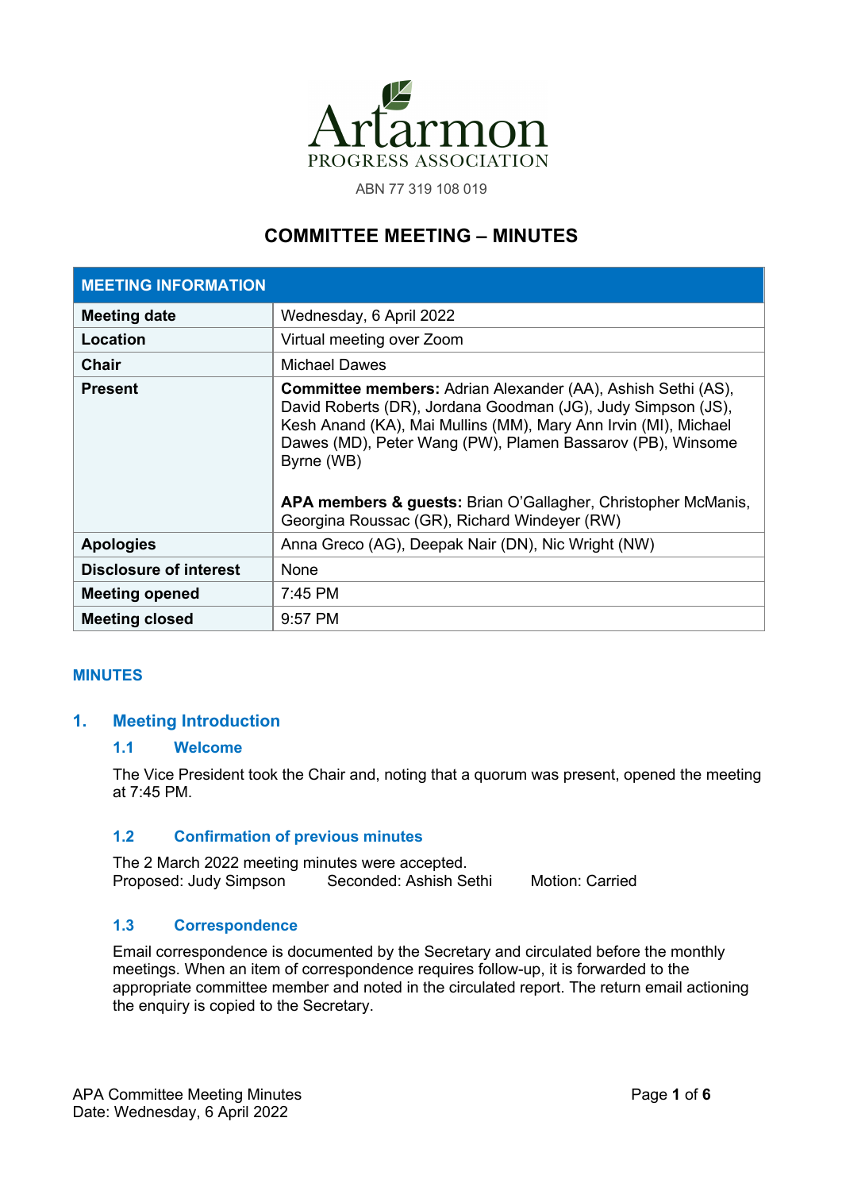Artarmon
PROGRESS ASSOCIATION

ABN 77 319 108 019

# COMMITTEE MEETING – MINUTES

| MEETING INFORMATION | |
|---|---|
| **Meeting date** | Wednesday, 6 April 2022 |
| **Location** | Virtual meeting over Zoom |
| **Chair** | Michael Dawes |
| **Present** | **Committee members:** Adrian Alexander (AA), Ashish Sethi (AS), David Roberts (DR), Jordana Goodman (JG), Judy Simpson (JS), Kesh Anand (KA), Mai Mullins (MM), Mary Ann Irvin (MI), Michael Dawes (MD), Peter Wang (PW), Plamen Bassarov (PB), Winsome Byrne (WB)<br><br>**APA members & guests:** Brian O'Gallagher, Christopher McManis, Georgina Roussac (GR), Richard Windeyer (RW) |
| **Apologies** | Anna Greco (AG), Deepak Nair (DN), Nic Wright (NW) |
| **Disclosure of interest** | None |
| **Meeting opened** | 7:45 PM |
| **Meeting closed** | 9:57 PM |

## MINUTES

## 1. Meeting Introduction

### 1.1 Welcome

The Vice President took the Chair and, noting that a quorum was present, opened the meeting at 7:45 PM.

### 1.2 Confirmation of previous minutes

The 2 March 2022 meeting minutes were accepted.
Proposed: Judy Simpson Seconded: Ashish Sethi Motion: Carried

### 1.3 Correspondence

Email correspondence is documented by the Secretary and circulated before the monthly meetings. When an item of correspondence requires follow-up, it is forwarded to the appropriate committee member and noted in the circulated report. The return email actioning the enquiry is copied to the Secretary.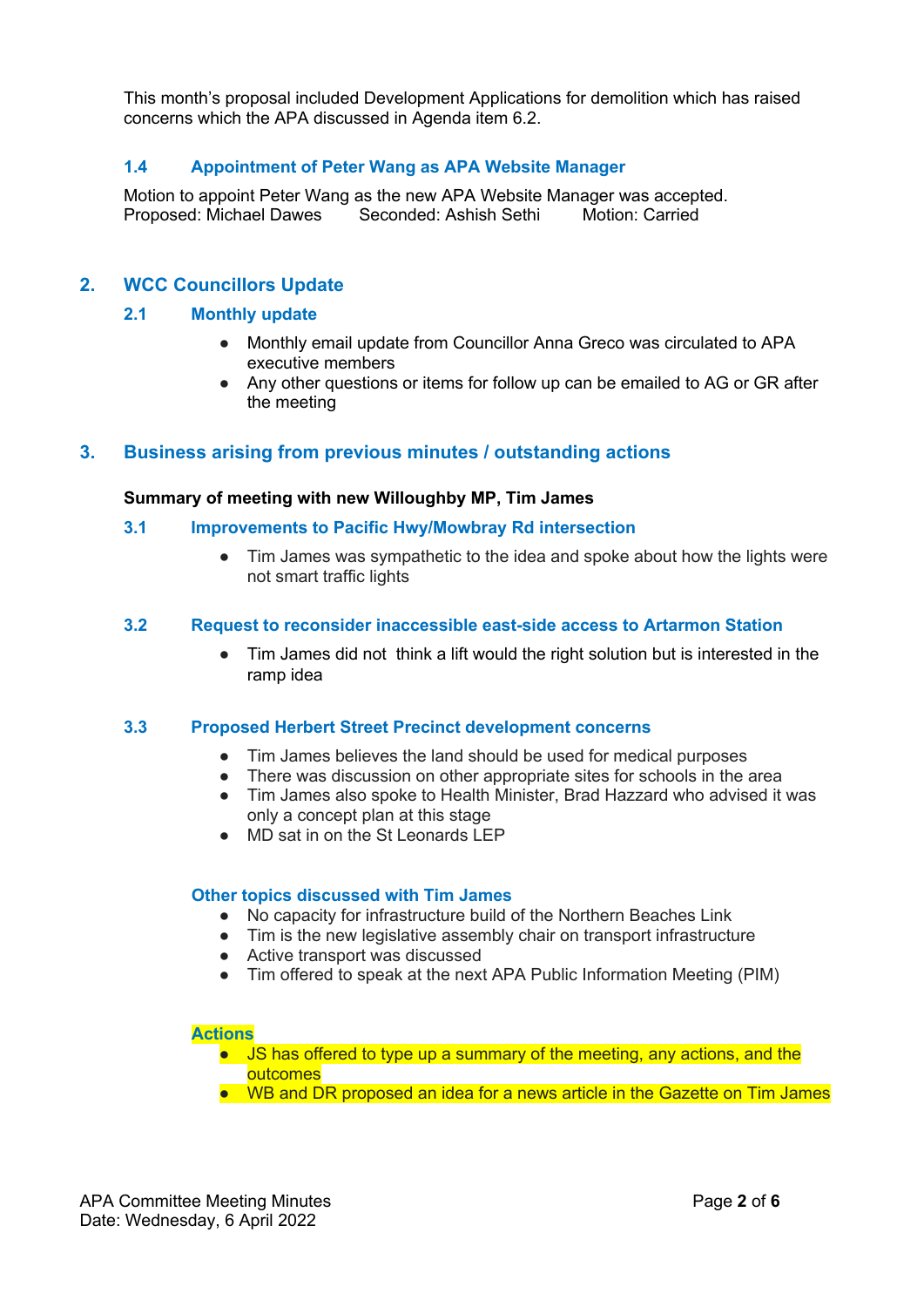This month's proposal included Development Applications for demolition which has raised concerns which the APA discussed in Agenda item 6.2.

### 1.4 Appointment of Peter Wang as APA Website Manager

Motion to appoint Peter Wang as the new APA Website Manager was accepted.
Proposed: Michael Dawes  Seconded: Ashish Sethi  Motion: Carried

## 2. WCC Councillors Update

### 2.1 Monthly update

- Monthly email update from Councillor Anna Greco was circulated to APA executive members
- Any other questions or items for follow up can be emailed to AG or GR after the meeting

## 3. Business arising from previous minutes / outstanding actions

**Summary of meeting with new Willoughby MP, Tim James**

### 3.1 Improvements to Pacific Hwy/Mowbray Rd intersection

- Tim James was sympathetic to the idea and spoke about how the lights were not smart traffic lights

### 3.2 Request to reconsider inaccessible east-side access to Artarmon Station

- Tim James did not  think a lift would the right solution but is interested in the ramp idea

### 3.3 Proposed Herbert Street Precinct development concerns

- Tim James believes the land should be used for medical purposes
- There was discussion on other appropriate sites for schools in the area
- Tim James also spoke to Health Minister, Brad Hazzard who advised it was only a concept plan at this stage
- MD sat in on the St Leonards LEP

#### Other topics discussed with Tim James

- No capacity for infrastructure build of the Northern Beaches Link
- Tim is the new legislative assembly chair on transport infrastructure
- Active transport was discussed
- Tim offered to speak at the next APA Public Information Meeting (PIM)

#### Actions

- JS has offered to type up a summary of the meeting, any actions, and the outcomes
- WB and DR proposed an idea for a news article in the Gazette on Tim James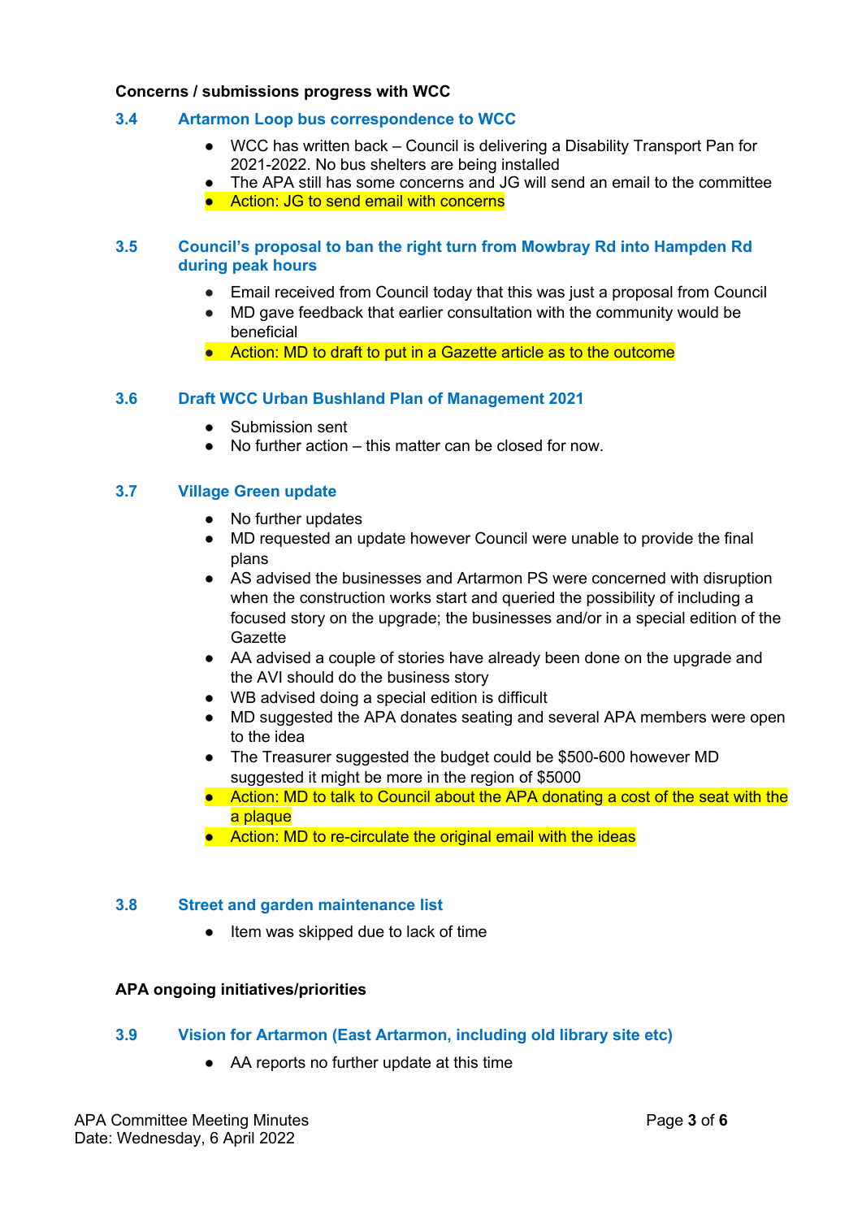**Concerns / submissions progress with WCC**

### 3.4 Artarmon Loop bus correspondence to WCC

- WCC has written back – Council is delivering a Disability Transport Pan for 2021-2022. No bus shelters are being installed
- The APA still has some concerns and JG will send an email to the committee
- Action: JG to send email with concerns

### 3.5 Council's proposal to ban the right turn from Mowbray Rd into Hampden Rd during peak hours

- Email received from Council today that this was just a proposal from Council
- MD gave feedback that earlier consultation with the community would be beneficial
- Action: MD to draft to put in a Gazette article as to the outcome

### 3.6 Draft WCC Urban Bushland Plan of Management 2021

- Submission sent
- No further action – this matter can be closed for now.

### 3.7 Village Green update

- No further updates
- MD requested an update however Council were unable to provide the final plans
- AS advised the businesses and Artarmon PS were concerned with disruption when the construction works start and queried the possibility of including a focused story on the upgrade; the businesses and/or in a special edition of the Gazette
- AA advised a couple of stories have already been done on the upgrade and the AVI should do the business story
- WB advised doing a special edition is difficult
- MD suggested the APA donates seating and several APA members were open to the idea
- The Treasurer suggested the budget could be $500-600 however MD suggested it might be more in the region of $5000
- Action: MD to talk to Council about the APA donating a cost of the seat with the a plaque
- Action: MD to re-circulate the original email with the ideas

### 3.8 Street and garden maintenance list

- Item was skipped due to lack of time

**APA ongoing initiatives/priorities**

### 3.9 Vision for Artarmon (East Artarmon, including old library site etc)

- AA reports no further update at this time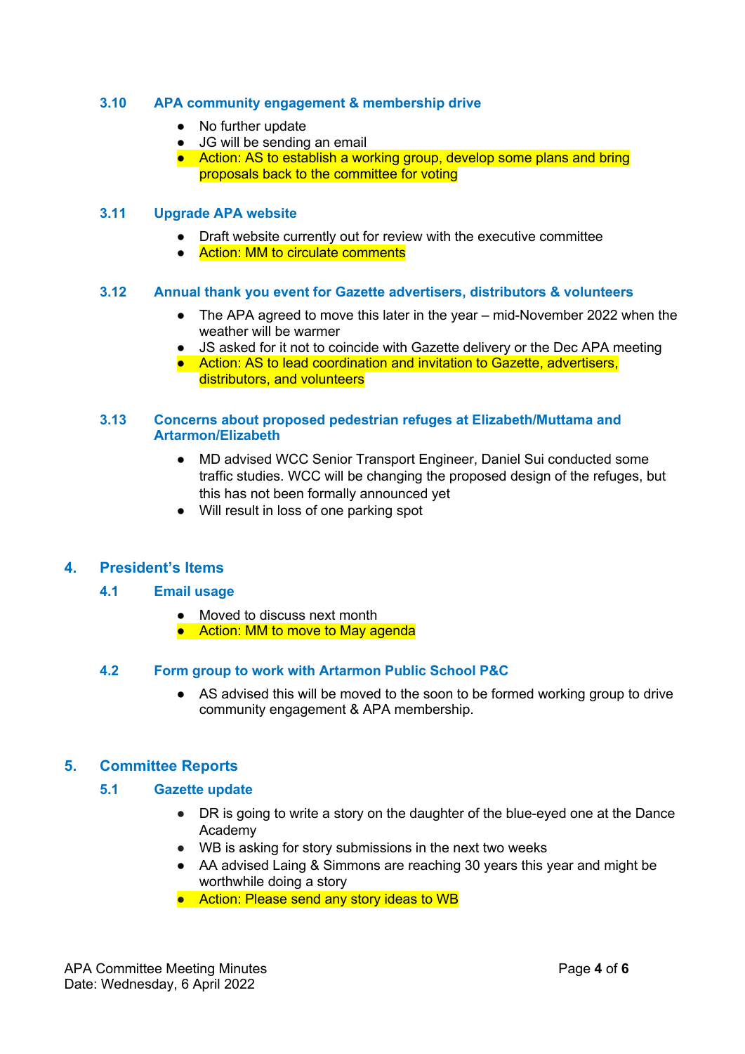### 3.10 APA community engagement & membership drive

- No further update
- JG will be sending an email
- Action: AS to establish a working group, develop some plans and bring proposals back to the committee for voting

### 3.11 Upgrade APA website

- Draft website currently out for review with the executive committee
- Action: MM to circulate comments

### 3.12 Annual thank you event for Gazette advertisers, distributors & volunteers

- The APA agreed to move this later in the year – mid-November 2022 when the weather will be warmer
- JS asked for it not to coincide with Gazette delivery or the Dec APA meeting
- Action: AS to lead coordination and invitation to Gazette, advertisers, distributors, and volunteers

### 3.13 Concerns about proposed pedestrian refuges at Elizabeth/Muttama and Artarmon/Elizabeth

- MD advised WCC Senior Transport Engineer, Daniel Sui conducted some traffic studies. WCC will be changing the proposed design of the refuges, but this has not been formally announced yet
- Will result in loss of one parking spot

## 4. President's Items

### 4.1 Email usage

- Moved to discuss next month
- Action: MM to move to May agenda

### 4.2 Form group to work with Artarmon Public School P&C

- AS advised this will be moved to the soon to be formed working group to drive community engagement & APA membership.

## 5. Committee Reports

### 5.1 Gazette update

- DR is going to write a story on the daughter of the blue-eyed one at the Dance Academy
- WB is asking for story submissions in the next two weeks
- AA advised Laing & Simmons are reaching 30 years this year and might be worthwhile doing a story
- Action: Please send any story ideas to WB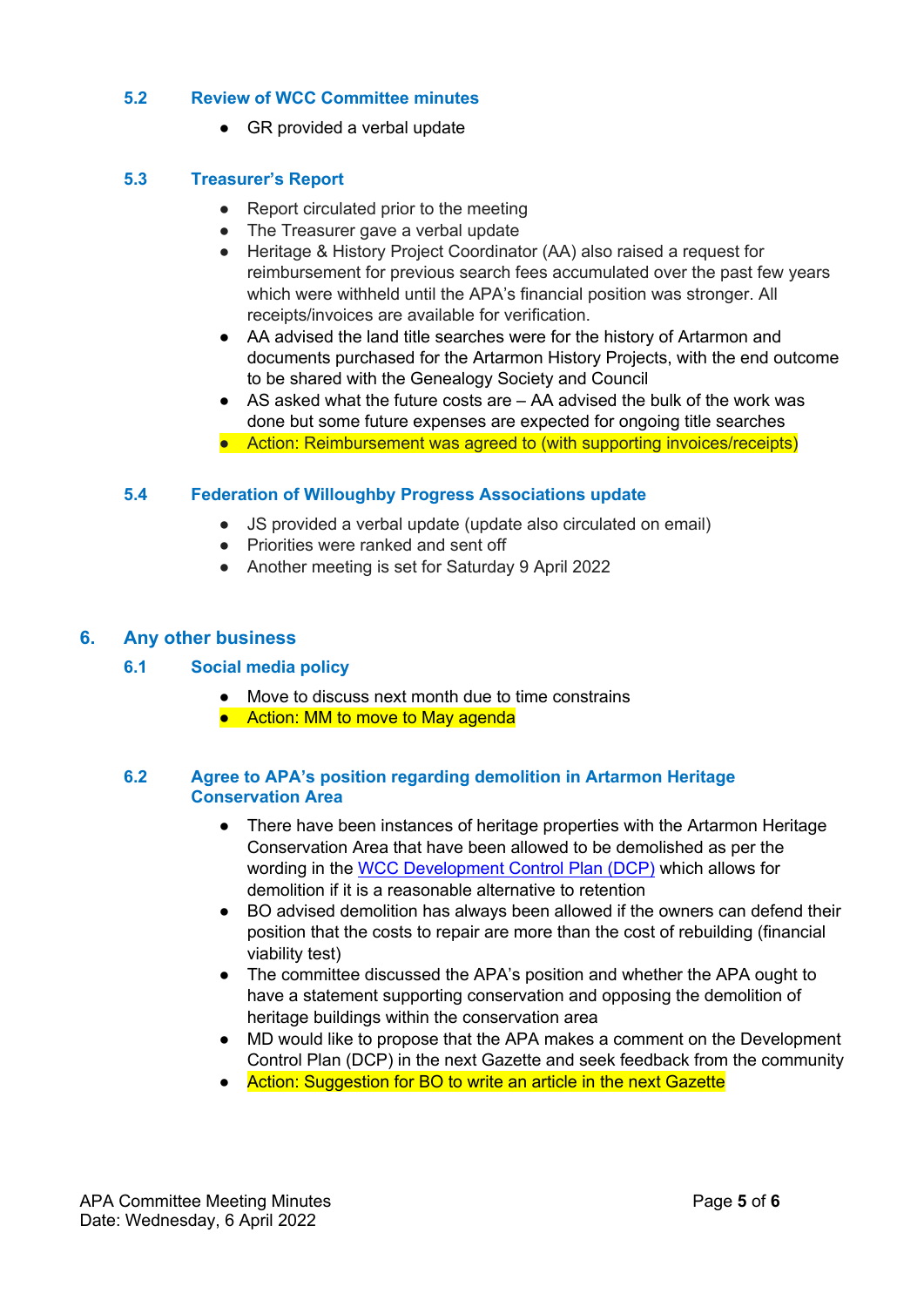### 5.2 Review of WCC Committee minutes

- GR provided a verbal update

### 5.3 Treasurer's Report

- Report circulated prior to the meeting
- The Treasurer gave a verbal update
- Heritage & History Project Coordinator (AA) also raised a request for reimbursement for previous search fees accumulated over the past few years which were withheld until the APA's financial position was stronger. All receipts/invoices are available for verification.
- AA advised the land title searches were for the history of Artarmon and documents purchased for the Artarmon History Projects, with the end outcome to be shared with the Genealogy Society and Council
- AS asked what the future costs are – AA advised the bulk of the work was done but some future expenses are expected for ongoing title searches
- Action: Reimbursement was agreed to (with supporting invoices/receipts)

### 5.4 Federation of Willoughby Progress Associations update

- JS provided a verbal update (update also circulated on email)
- Priorities were ranked and sent off
- Another meeting is set for Saturday 9 April 2022

## 6. Any other business

### 6.1 Social media policy

- Move to discuss next month due to time constrains
- Action: MM to move to May agenda

### 6.2 Agree to APA's position regarding demolition in Artarmon Heritage Conservation Area

- There have been instances of heritage properties with the Artarmon Heritage Conservation Area that have been allowed to be demolished as per the wording in the WCC Development Control Plan (DCP) which allows for demolition if it is a reasonable alternative to retention
- BO advised demolition has always been allowed if the owners can defend their position that the costs to repair are more than the cost of rebuilding (financial viability test)
- The committee discussed the APA's position and whether the APA ought to have a statement supporting conservation and opposing the demolition of heritage buildings within the conservation area
- MD would like to propose that the APA makes a comment on the Development Control Plan (DCP) in the next Gazette and seek feedback from the community
- Action: Suggestion for BO to write an article in the next Gazette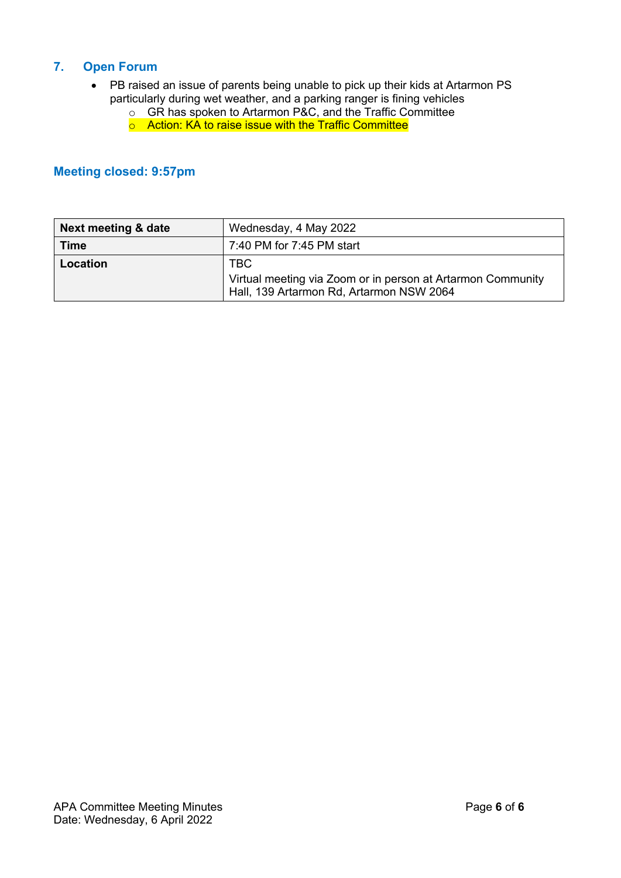## 7. Open Forum

- PB raised an issue of parents being unable to pick up their kids at Artarmon PS particularly during wet weather, and a parking ranger is fining vehicles
  - GR has spoken to Artarmon P&C, and the Traffic Committee
  - Action: KA to raise issue with the Traffic Committee

### Meeting closed: 9:57pm

| | |
|---|---|
| **Next meeting & date** | Wednesday, 4 May 2022 |
| **Time** | 7:40 PM for 7:45 PM start |
| **Location** | TBC<br>Virtual meeting via Zoom or in person at Artarmon Community Hall, 139 Artarmon Rd, Artarmon NSW 2064 |